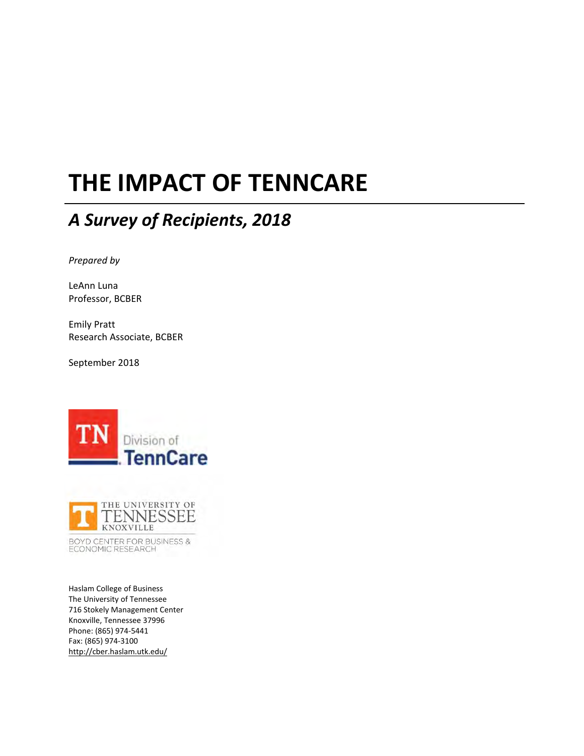# THE IMPACT OF TENNCARE

## *A Survey of Recipients, 2018*

*Prepared by*

LeAnn Luna
Professor, BCBER

Emily Pratt
Research Associate, BCBER

September 2018

TN Division of TennCare

THE UNIVERSITY OF TENNESSEE KNOXVILLE
BOYD CENTER FOR BUSINESS & ECONOMIC RESEARCH

Haslam College of Business
The University of Tennessee
716 Stokely Management Center
Knoxville, Tennessee 37996
Phone: (865) 974-5441
Fax: (865) 974-3100
http://cber.haslam.utk.edu/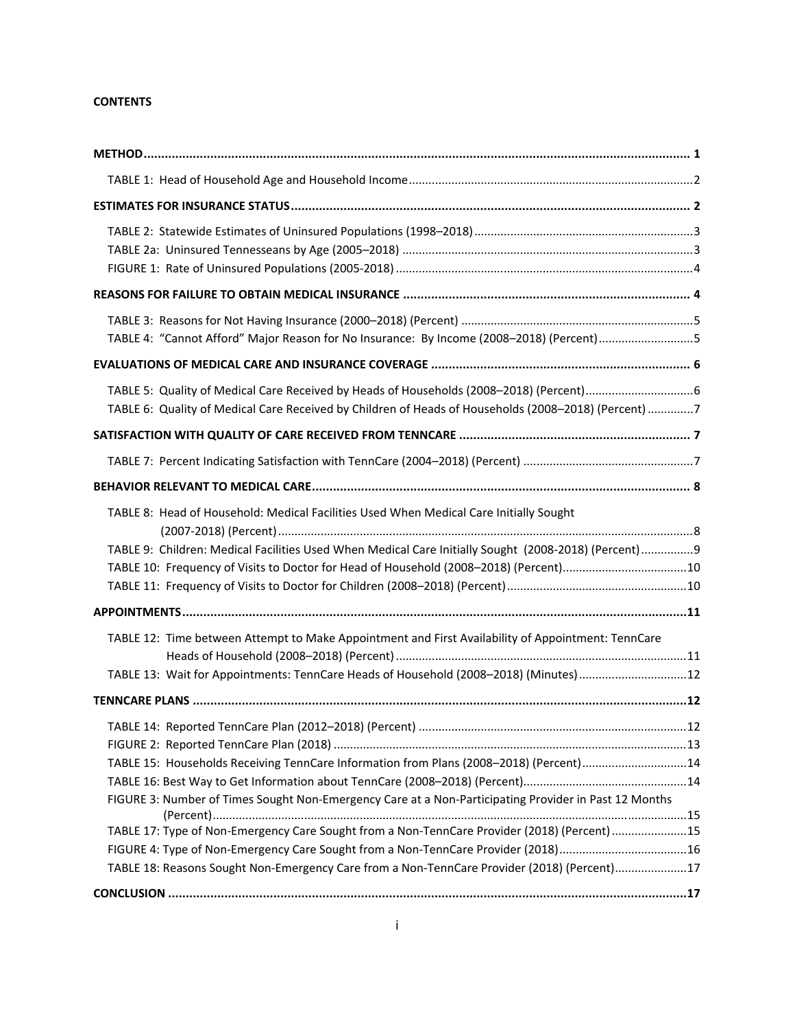**CONTENTS**

**METHOD** ........................................................ 1

TABLE 1: Head of Household Age and Household Income ........................................................ 2

**ESTIMATES FOR INSURANCE STATUS** ........................................................ 2

TABLE 2: Statewide Estimates of Uninsured Populations (1998–2018) ........................................................ 3

TABLE 2a: Uninsured Tennesseans by Age (2005–2018) ........................................................ 3

FIGURE 1: Rate of Uninsured Populations (2005-2018) ........................................................ 4

**REASONS FOR FAILURE TO OBTAIN MEDICAL INSURANCE** ........................................................ 4

TABLE 3: Reasons for Not Having Insurance (2000–2018) (Percent) ........................................................ 5

TABLE 4: "Cannot Afford" Major Reason for No Insurance: By Income (2008–2018) (Percent) ........................................................ 5

**EVALUATIONS OF MEDICAL CARE AND INSURANCE COVERAGE** ........................................................ 6

TABLE 5: Quality of Medical Care Received by Heads of Households (2008–2018) (Percent) ........................................................ 6

TABLE 6: Quality of Medical Care Received by Children of Heads of Households (2008–2018) (Percent) ........................................................ 7

**SATISFACTION WITH QUALITY OF CARE RECEIVED FROM TENNCARE** ........................................................ 7

TABLE 7: Percent Indicating Satisfaction with TennCare (2004–2018) (Percent) ........................................................ 7

**BEHAVIOR RELEVANT TO MEDICAL CARE** ........................................................ 8

TABLE 8: Head of Household: Medical Facilities Used When Medical Care Initially Sought (2007-2018) (Percent) ........................................................ 8

TABLE 9: Children: Medical Facilities Used When Medical Care Initially Sought (2008-2018) (Percent) ........................................................ 9

TABLE 10: Frequency of Visits to Doctor for Head of Household (2008–2018) (Percent) ........................................................ 10

TABLE 11: Frequency of Visits to Doctor for Children (2008–2018) (Percent) ........................................................ 10

**APPOINTMENTS** ........................................................ 11

TABLE 12: Time between Attempt to Make Appointment and First Availability of Appointment: TennCare Heads of Household (2008–2018) (Percent) ........................................................ 11

TABLE 13: Wait for Appointments: TennCare Heads of Household (2008–2018) (Minutes) ........................................................ 12

**TENNCARE PLANS** ........................................................ 12

TABLE 14: Reported TennCare Plan (2012–2018) (Percent) ........................................................ 12

FIGURE 2: Reported TennCare Plan (2018) ........................................................ 13

TABLE 15: Households Receiving TennCare Information from Plans (2008–2018) (Percent) ........................................................ 14

TABLE 16: Best Way to Get Information about TennCare (2008–2018) (Percent) ........................................................ 14

FIGURE 3: Number of Times Sought Non-Emergency Care at a Non-Participating Provider in Past 12 Months (Percent) ........................................................ 15

TABLE 17: Type of Non-Emergency Care Sought from a Non-TennCare Provider (2018) (Percent) ........................................................ 15

FIGURE 4: Type of Non-Emergency Care Sought from a Non-TennCare Provider (2018) ........................................................ 16

TABLE 18: Reasons Sought Non-Emergency Care from a Non-TennCare Provider (2018) (Percent) ........................................................ 17

**CONCLUSION** ........................................................ 17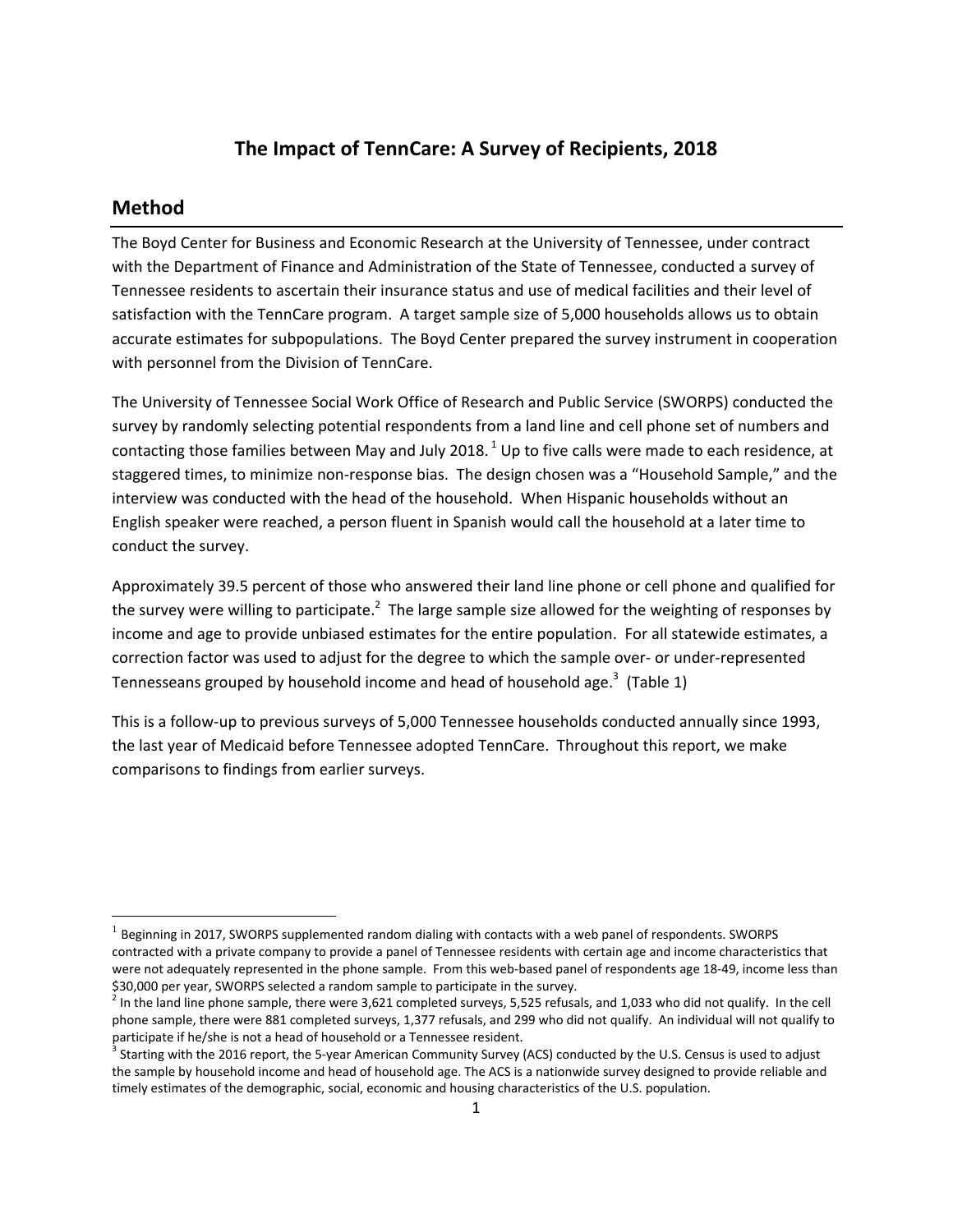# The Impact of TennCare: A Survey of Recipients, 2018

## Method

The Boyd Center for Business and Economic Research at the University of Tennessee, under contract with the Department of Finance and Administration of the State of Tennessee, conducted a survey of Tennessee residents to ascertain their insurance status and use of medical facilities and their level of satisfaction with the TennCare program. A target sample size of 5,000 households allows us to obtain accurate estimates for subpopulations. The Boyd Center prepared the survey instrument in cooperation with personnel from the Division of TennCare.

The University of Tennessee Social Work Office of Research and Public Service (SWORPS) conducted the survey by randomly selecting potential respondents from a land line and cell phone set of numbers and contacting those families between May and July 2018.[1] Up to five calls were made to each residence, at staggered times, to minimize non-response bias. The design chosen was a "Household Sample," and the interview was conducted with the head of the household. When Hispanic households without an English speaker were reached, a person fluent in Spanish would call the household at a later time to conduct the survey.

Approximately 39.5 percent of those who answered their land line phone or cell phone and qualified for the survey were willing to participate.[2] The large sample size allowed for the weighting of responses by income and age to provide unbiased estimates for the entire population. For all statewide estimates, a correction factor was used to adjust for the degree to which the sample over- or under-represented Tennesseans grouped by household income and head of household age.[3] (Table 1)

This is a follow-up to previous surveys of 5,000 Tennessee households conducted annually since 1993, the last year of Medicaid before Tennessee adopted TennCare. Throughout this report, we make comparisons to findings from earlier surveys.

---

[1] Beginning in 2017, SWORPS supplemented random dialing with contacts with a web panel of respondents. SWORPS contracted with a private company to provide a panel of Tennessee residents with certain age and income characteristics that were not adequately represented in the phone sample. From this web-based panel of respondents age 18-49, income less than $30,000 per year, SWORPS selected a random sample to participate in the survey.

[2] In the land line phone sample, there were 3,621 completed surveys, 5,525 refusals, and 1,033 who did not qualify. In the cell phone sample, there were 881 completed surveys, 1,377 refusals, and 299 who did not qualify. An individual will not qualify to participate if he/she is not a head of household or a Tennessee resident.

[3] Starting with the 2016 report, the 5-year American Community Survey (ACS) conducted by the U.S. Census is used to adjust the sample by household income and head of household age. The ACS is a nationwide survey designed to provide reliable and timely estimates of the demographic, social, economic and housing characteristics of the U.S. population.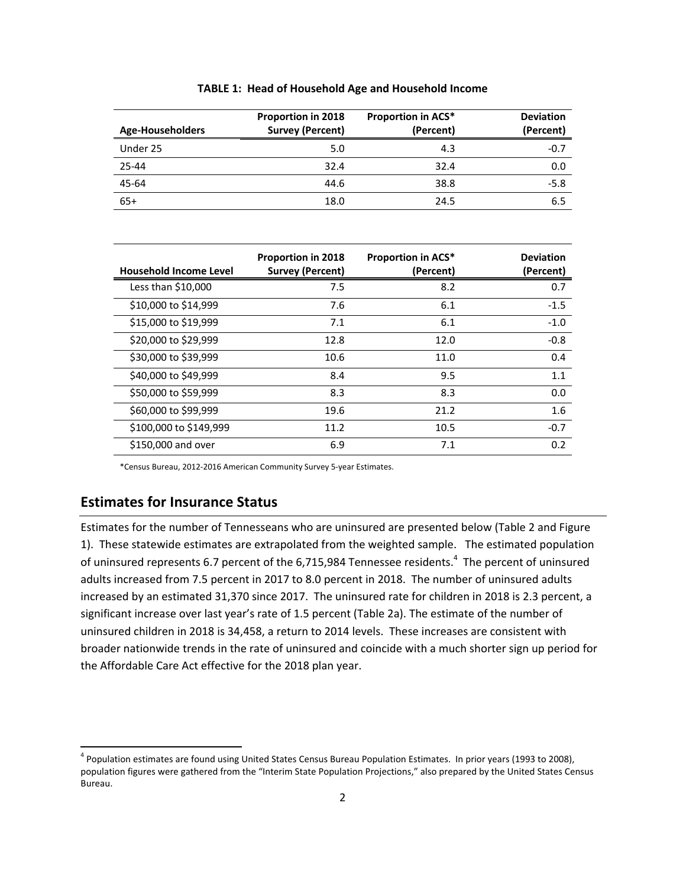**TABLE 1: Head of Household Age and Household Income**

| Age-Householders | Proportion in 2018 Survey (Percent) | Proportion in ACS* (Percent) | Deviation (Percent) |
|---|---|---|---|
| Under 25 | 5.0 | 4.3 | -0.7 |
| 25-44 | 32.4 | 32.4 | 0.0 |
| 45-64 | 44.6 | 38.8 | -5.8 |
| 65+ | 18.0 | 24.5 | 6.5 |

| Household Income Level | Proportion in 2018 Survey (Percent) | Proportion in ACS* (Percent) | Deviation (Percent) |
|---|---|---|---|
| Less than $10,000 | 7.5 | 8.2 | 0.7 |
| $10,000 to $14,999 | 7.6 | 6.1 | -1.5 |
| $15,000 to $19,999 | 7.1 | 6.1 | -1.0 |
| $20,000 to $29,999 | 12.8 | 12.0 | -0.8 |
| $30,000 to $39,999 | 10.6 | 11.0 | 0.4 |
| $40,000 to $49,999 | 8.4 | 9.5 | 1.1 |
| $50,000 to $59,999 | 8.3 | 8.3 | 0.0 |
| $60,000 to $99,999 | 19.6 | 21.2 | 1.6 |
| $100,000 to $149,999 | 11.2 | 10.5 | -0.7 |
| $150,000 and over | 6.9 | 7.1 | 0.2 |

*Census Bureau, 2012-2016 American Community Survey 5-year Estimates.

## Estimates for Insurance Status

Estimates for the number of Tennesseans who are uninsured are presented below (Table 2 and Figure 1). These statewide estimates are extrapolated from the weighted sample. The estimated population of uninsured represents 6.7 percent of the 6,715,984 Tennessee residents.[4] The percent of uninsured adults increased from 7.5 percent in 2017 to 8.0 percent in 2018. The number of uninsured adults increased by an estimated 31,370 since 2017. The uninsured rate for children in 2018 is 2.3 percent, a significant increase over last year's rate of 1.5 percent (Table 2a). The estimate of the number of uninsured children in 2018 is 34,458, a return to 2014 levels. These increases are consistent with broader nationwide trends in the rate of uninsured and coincide with a much shorter sign up period for the Affordable Care Act effective for the 2018 plan year.

[4] Population estimates are found using United States Census Bureau Population Estimates. In prior years (1993 to 2008), population figures were gathered from the "Interim State Population Projections," also prepared by the United States Census Bureau.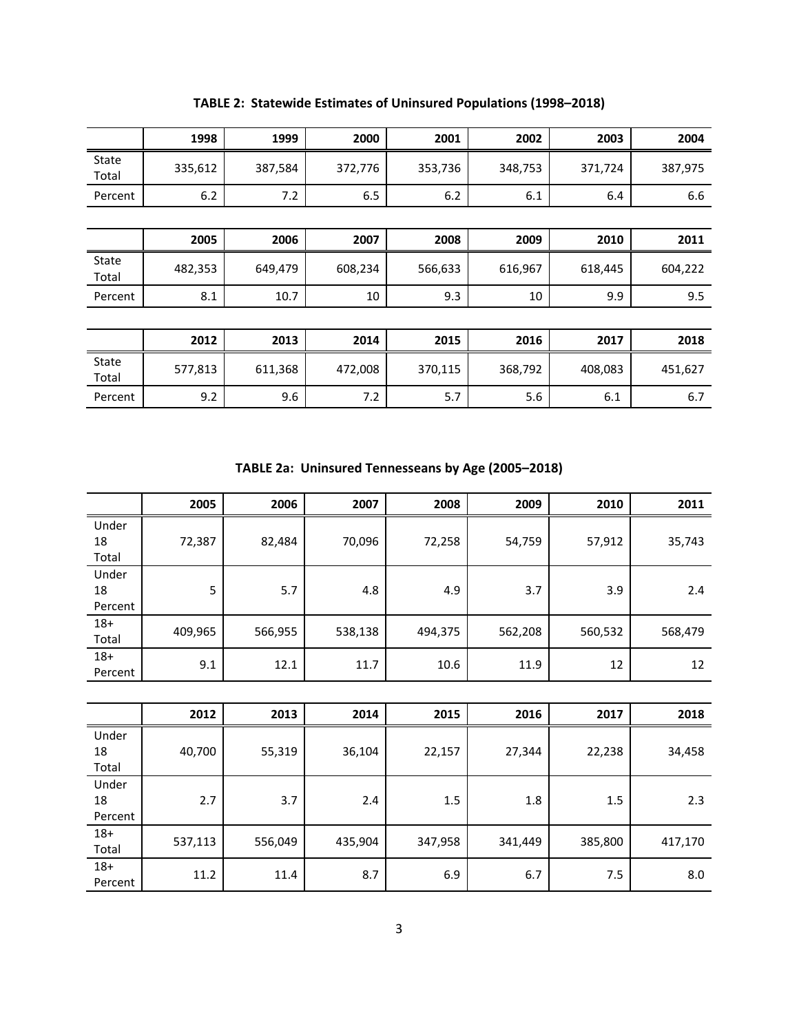**TABLE 2: Statewide Estimates of Uninsured Populations (1998–2018)**

| | 1998 | 1999 | 2000 | 2001 | 2002 | 2003 | 2004 |
|---|---|---|---|---|---|---|---|
| State Total | 335,612 | 387,584 | 372,776 | 353,736 | 348,753 | 371,724 | 387,975 |
| Percent | 6.2 | 7.2 | 6.5 | 6.2 | 6.1 | 6.4 | 6.6 |

| | 2005 | 2006 | 2007 | 2008 | 2009 | 2010 | 2011 |
|---|---|---|---|---|---|---|---|
| State Total | 482,353 | 649,479 | 608,234 | 566,633 | 616,967 | 618,445 | 604,222 |
| Percent | 8.1 | 10.7 | 10 | 9.3 | 10 | 9.9 | 9.5 |

| | 2012 | 2013 | 2014 | 2015 | 2016 | 2017 | 2018 |
|---|---|---|---|---|---|---|---|
| State Total | 577,813 | 611,368 | 472,008 | 370,115 | 368,792 | 408,083 | 451,627 |
| Percent | 9.2 | 9.6 | 7.2 | 5.7 | 5.6 | 6.1 | 6.7 |

**TABLE 2a: Uninsured Tennesseans by Age (2005–2018)**

| | 2005 | 2006 | 2007 | 2008 | 2009 | 2010 | 2011 |
|---|---|---|---|---|---|---|---|
| Under 18 Total | 72,387 | 82,484 | 70,096 | 72,258 | 54,759 | 57,912 | 35,743 |
| Under 18 Percent | 5 | 5.7 | 4.8 | 4.9 | 3.7 | 3.9 | 2.4 |
| 18+ Total | 409,965 | 566,955 | 538,138 | 494,375 | 562,208 | 560,532 | 568,479 |
| 18+ Percent | 9.1 | 12.1 | 11.7 | 10.6 | 11.9 | 12 | 12 |

| | 2012 | 2013 | 2014 | 2015 | 2016 | 2017 | 2018 |
|---|---|---|---|---|---|---|---|
| Under 18 Total | 40,700 | 55,319 | 36,104 | 22,157 | 27,344 | 22,238 | 34,458 |
| Under 18 Percent | 2.7 | 3.7 | 2.4 | 1.5 | 1.8 | 1.5 | 2.3 |
| 18+ Total | 537,113 | 556,049 | 435,904 | 347,958 | 341,449 | 385,800 | 417,170 |
| 18+ Percent | 11.2 | 11.4 | 8.7 | 6.9 | 6.7 | 7.5 | 8.0 |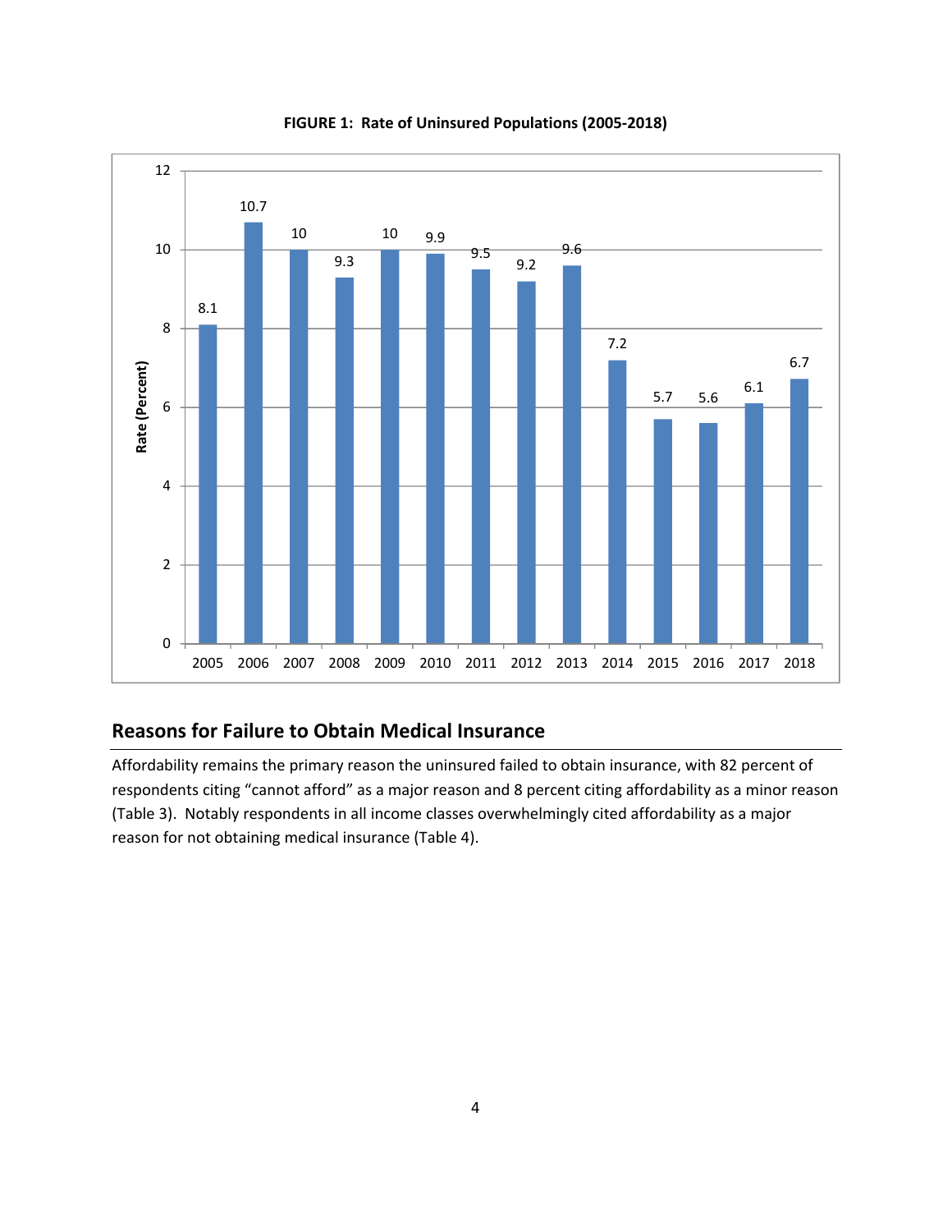**FIGURE 1: Rate of Uninsured Populations (2005-2018)**

| Year | Rate (Percent) |
|---|---|
| 2005 | 8.1 |
| 2006 | 10.7 |
| 2007 | 10 |
| 2008 | 9.3 |
| 2009 | 10 |
| 2010 | 9.9 |
| 2011 | 9.5 |
| 2012 | 9.2 |
| 2013 | 9.6 |
| 2014 | 7.2 |
| 2015 | 5.7 |
| 2016 | 5.6 |
| 2017 | 6.1 |
| 2018 | 6.7 |

## Reasons for Failure to Obtain Medical Insurance

Affordability remains the primary reason the uninsured failed to obtain insurance, with 82 percent of respondents citing "cannot afford" as a major reason and 8 percent citing affordability as a minor reason (Table 3). Notably respondents in all income classes overwhelmingly cited affordability as a major reason for not obtaining medical insurance (Table 4).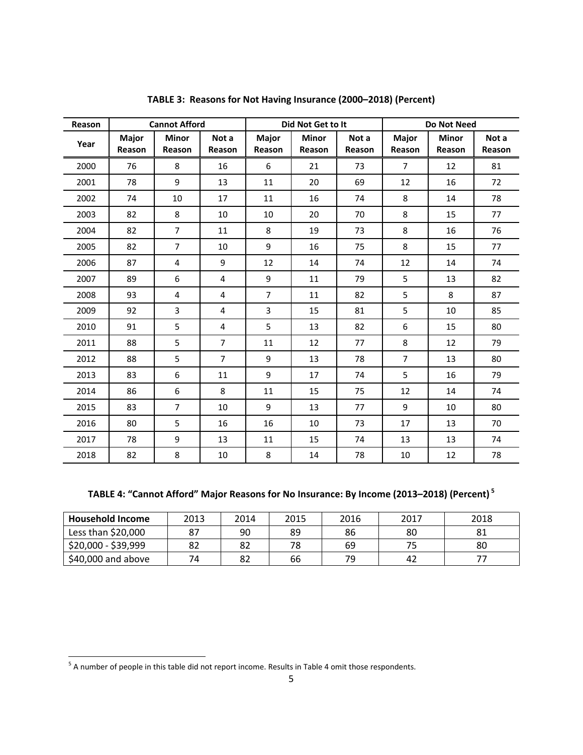**TABLE 3: Reasons for Not Having Insurance (2000–2018) (Percent)**

| Reason | Cannot Afford | | | Did Not Get to It | | | Do Not Need | | |
|---|---|---|---|---|---|---|---|---|---|
| Year | Major Reason | Minor Reason | Not a Reason | Major Reason | Minor Reason | Not a Reason | Major Reason | Minor Reason | Not a Reason |
| 2000 | 76 | 8 | 16 | 6 | 21 | 73 | 7 | 12 | 81 |
| 2001 | 78 | 9 | 13 | 11 | 20 | 69 | 12 | 16 | 72 |
| 2002 | 74 | 10 | 17 | 11 | 16 | 74 | 8 | 14 | 78 |
| 2003 | 82 | 8 | 10 | 10 | 20 | 70 | 8 | 15 | 77 |
| 2004 | 82 | 7 | 11 | 8 | 19 | 73 | 8 | 16 | 76 |
| 2005 | 82 | 7 | 10 | 9 | 16 | 75 | 8 | 15 | 77 |
| 2006 | 87 | 4 | 9 | 12 | 14 | 74 | 12 | 14 | 74 |
| 2007 | 89 | 6 | 4 | 9 | 11 | 79 | 5 | 13 | 82 |
| 2008 | 93 | 4 | 4 | 7 | 11 | 82 | 5 | 8 | 87 |
| 2009 | 92 | 3 | 4 | 3 | 15 | 81 | 5 | 10 | 85 |
| 2010 | 91 | 5 | 4 | 5 | 13 | 82 | 6 | 15 | 80 |
| 2011 | 88 | 5 | 7 | 11 | 12 | 77 | 8 | 12 | 79 |
| 2012 | 88 | 5 | 7 | 9 | 13 | 78 | 7 | 13 | 80 |
| 2013 | 83 | 6 | 11 | 9 | 17 | 74 | 5 | 16 | 79 |
| 2014 | 86 | 6 | 8 | 11 | 15 | 75 | 12 | 14 | 74 |
| 2015 | 83 | 7 | 10 | 9 | 13 | 77 | 9 | 10 | 80 |
| 2016 | 80 | 5 | 16 | 16 | 10 | 73 | 17 | 13 | 70 |
| 2017 | 78 | 9 | 13 | 11 | 15 | 74 | 13 | 13 | 74 |
| 2018 | 82 | 8 | 10 | 8 | 14 | 78 | 10 | 12 | 78 |

**TABLE 4: "Cannot Afford" Major Reasons for No Insurance: By Income (2013–2018) (Percent)** [5]

| Household Income | 2013 | 2014 | 2015 | 2016 | 2017 | 2018 |
|---|---|---|---|---|---|---|
| Less than $20,000 | 87 | 90 | 89 | 86 | 80 | 81 |
| $20,000 - $39,999 | 82 | 82 | 78 | 69 | 75 | 80 |
| $40,000 and above | 74 | 82 | 66 | 79 | 42 | 77 |

[5] A number of people in this table did not report income. Results in Table 4 omit those respondents.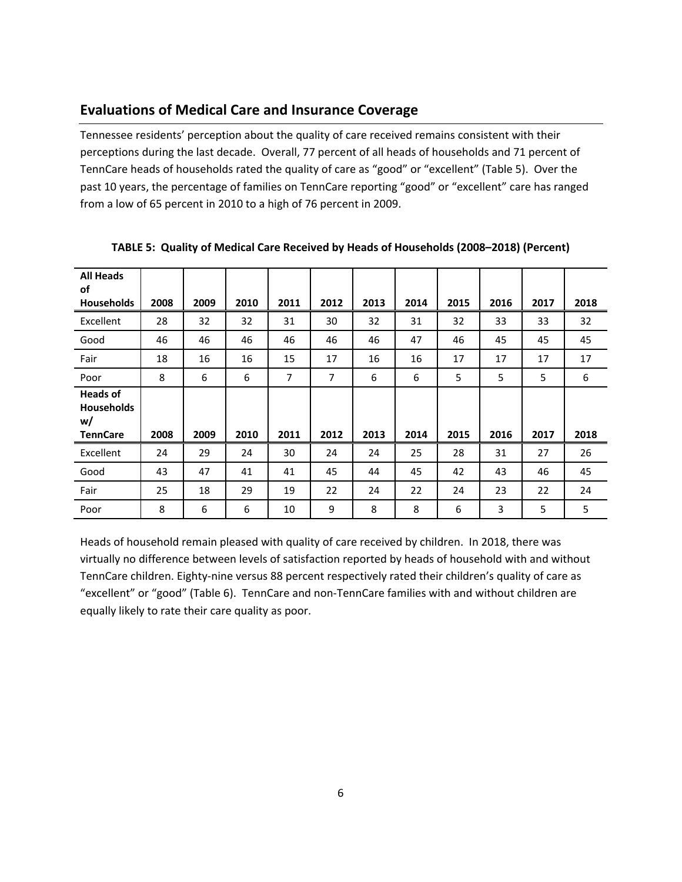## Evaluations of Medical Care and Insurance Coverage

Tennessee residents' perception about the quality of care received remains consistent with their perceptions during the last decade. Overall, 77 percent of all heads of households and 71 percent of TennCare heads of households rated the quality of care as "good" or "excellent" (Table 5). Over the past 10 years, the percentage of families on TennCare reporting "good" or "excellent" care has ranged from a low of 65 percent in 2010 to a high of 76 percent in 2009.

**TABLE 5: Quality of Medical Care Received by Heads of Households (2008–2018) (Percent)**

| **All Heads of Households** | **2008** | **2009** | **2010** | **2011** | **2012** | **2013** | **2014** | **2015** | **2016** | **2017** | **2018** |
|---|---|---|---|---|---|---|---|---|---|---|---|
| Excellent | 28 | 32 | 32 | 31 | 30 | 32 | 31 | 32 | 33 | 33 | 32 |
| Good | 46 | 46 | 46 | 46 | 46 | 46 | 47 | 46 | 45 | 45 | 45 |
| Fair | 18 | 16 | 16 | 15 | 17 | 16 | 16 | 17 | 17 | 17 | 17 |
| Poor | 8 | 6 | 6 | 7 | 7 | 6 | 6 | 5 | 5 | 5 | 6 |
| **Heads of Households w/ TennCare** | **2008** | **2009** | **2010** | **2011** | **2012** | **2013** | **2014** | **2015** | **2016** | **2017** | **2018** |
| Excellent | 24 | 29 | 24 | 30 | 24 | 24 | 25 | 28 | 31 | 27 | 26 |
| Good | 43 | 47 | 41 | 41 | 45 | 44 | 45 | 42 | 43 | 46 | 45 |
| Fair | 25 | 18 | 29 | 19 | 22 | 24 | 22 | 24 | 23 | 22 | 24 |
| Poor | 8 | 6 | 6 | 10 | 9 | 8 | 8 | 6 | 3 | 5 | 5 |

Heads of household remain pleased with quality of care received by children. In 2018, there was virtually no difference between levels of satisfaction reported by heads of household with and without TennCare children. Eighty-nine versus 88 percent respectively rated their children's quality of care as "excellent" or "good" (Table 6). TennCare and non-TennCare families with and without children are equally likely to rate their care quality as poor.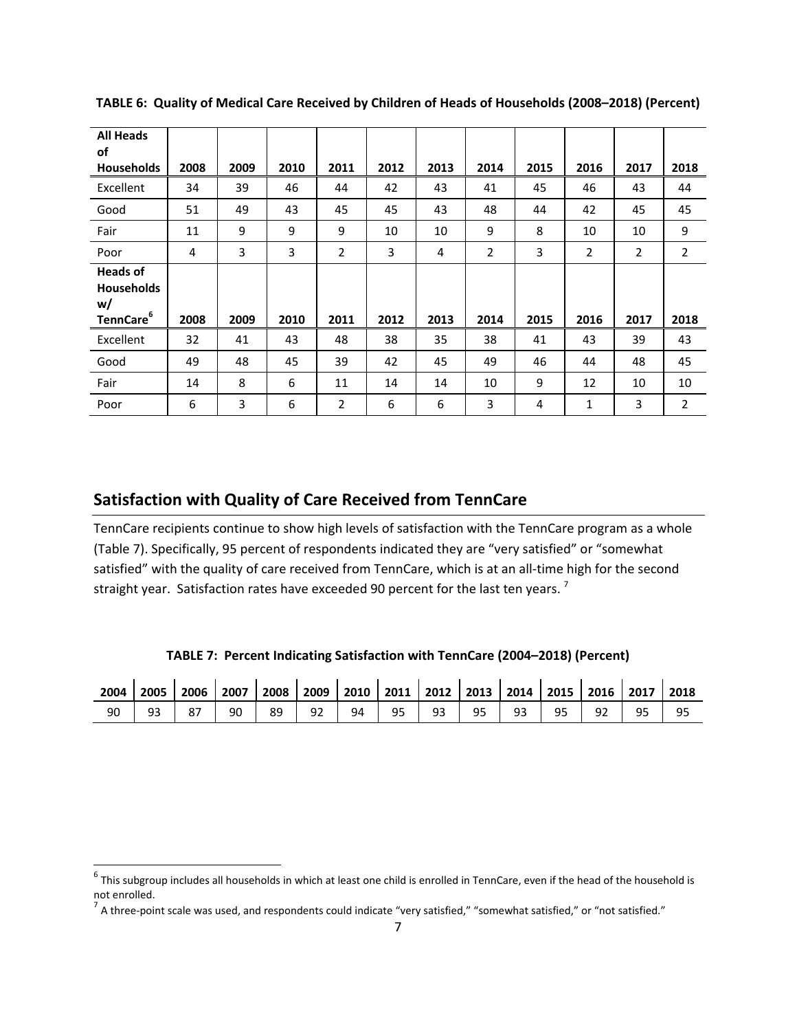**TABLE 6: Quality of Medical Care Received by Children of Heads of Households (2008–2018) (Percent)**

| All Heads of Households | 2008 | 2009 | 2010 | 2011 | 2012 | 2013 | 2014 | 2015 | 2016 | 2017 | 2018 |
|---|---|---|---|---|---|---|---|---|---|---|---|
| Excellent | 34 | 39 | 46 | 44 | 42 | 43 | 41 | 45 | 46 | 43 | 44 |
| Good | 51 | 49 | 43 | 45 | 45 | 43 | 48 | 44 | 42 | 45 | 45 |
| Fair | 11 | 9 | 9 | 9 | 10 | 10 | 9 | 8 | 10 | 10 | 9 |
| Poor | 4 | 3 | 3 | 2 | 3 | 4 | 2 | 3 | 2 | 2 | 2 |
| **Heads of Households w/ TennCare[6]** | **2008** | **2009** | **2010** | **2011** | **2012** | **2013** | **2014** | **2015** | **2016** | **2017** | **2018** |
| Excellent | 32 | 41 | 43 | 48 | 38 | 35 | 38 | 41 | 43 | 39 | 43 |
| Good | 49 | 48 | 45 | 39 | 42 | 45 | 49 | 46 | 44 | 48 | 45 |
| Fair | 14 | 8 | 6 | 11 | 14 | 14 | 10 | 9 | 12 | 10 | 10 |
| Poor | 6 | 3 | 6 | 2 | 6 | 6 | 3 | 4 | 1 | 3 | 2 |

## Satisfaction with Quality of Care Received from TennCare

TennCare recipients continue to show high levels of satisfaction with the TennCare program as a whole (Table 7). Specifically, 95 percent of respondents indicated they are "very satisfied" or "somewhat satisfied" with the quality of care received from TennCare, which is at an all-time high for the second straight year. Satisfaction rates have exceeded 90 percent for the last ten years. [7]

**TABLE 7: Percent Indicating Satisfaction with TennCare (2004–2018) (Percent)**

| 2004 | 2005 | 2006 | 2007 | 2008 | 2009 | 2010 | 2011 | 2012 | 2013 | 2014 | 2015 | 2016 | 2017 | 2018 |
|---|---|---|---|---|---|---|---|---|---|---|---|---|---|---|
| 90 | 93 | 87 | 90 | 89 | 92 | 94 | 95 | 93 | 95 | 93 | 95 | 92 | 95 | 95 |

[6] This subgroup includes all households in which at least one child is enrolled in TennCare, even if the head of the household is not enrolled.

[7] A three-point scale was used, and respondents could indicate "very satisfied," "somewhat satisfied," or "not satisfied."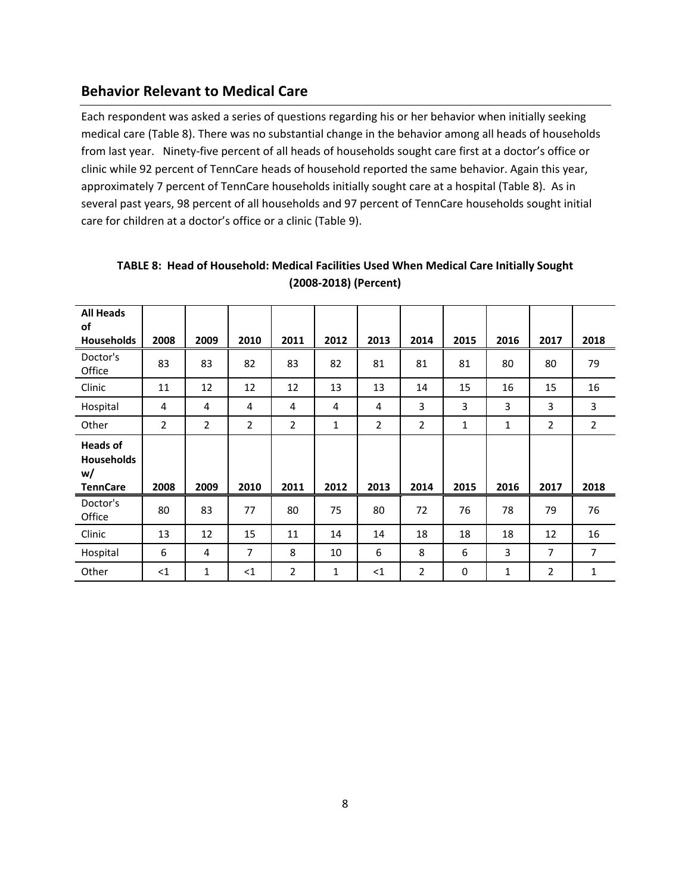## Behavior Relevant to Medical Care

Each respondent was asked a series of questions regarding his or her behavior when initially seeking medical care (Table 8). There was no substantial change in the behavior among all heads of households from last year. Ninety-five percent of all heads of households sought care first at a doctor's office or clinic while 92 percent of TennCare heads of household reported the same behavior. Again this year, approximately 7 percent of TennCare households initially sought care at a hospital (Table 8). As in several past years, 98 percent of all households and 97 percent of TennCare households sought initial care for children at a doctor's office or a clinic (Table 9).

**TABLE 8: Head of Household: Medical Facilities Used When Medical Care Initially Sought (2008-2018) (Percent)**

| All Heads of Households | 2008 | 2009 | 2010 | 2011 | 2012 | 2013 | 2014 | 2015 | 2016 | 2017 | 2018 |
|---|---|---|---|---|---|---|---|---|---|---|---|
| Doctor's Office | 83 | 83 | 82 | 83 | 82 | 81 | 81 | 81 | 80 | 80 | 79 |
| Clinic | 11 | 12 | 12 | 12 | 13 | 13 | 14 | 15 | 16 | 15 | 16 |
| Hospital | 4 | 4 | 4 | 4 | 4 | 4 | 3 | 3 | 3 | 3 | 3 |
| Other | 2 | 2 | 2 | 2 | 1 | 2 | 2 | 1 | 1 | 2 | 2 |
| **Heads of Households w/ TennCare** | **2008** | **2009** | **2010** | **2011** | **2012** | **2013** | **2014** | **2015** | **2016** | **2017** | **2018** |
| Doctor's Office | 80 | 83 | 77 | 80 | 75 | 80 | 72 | 76 | 78 | 79 | 76 |
| Clinic | 13 | 12 | 15 | 11 | 14 | 14 | 18 | 18 | 18 | 12 | 16 |
| Hospital | 6 | 4 | 7 | 8 | 10 | 6 | 8 | 6 | 3 | 7 | 7 |
| Other | <1 | 1 | <1 | 2 | 1 | <1 | 2 | 0 | 1 | 2 | 1 |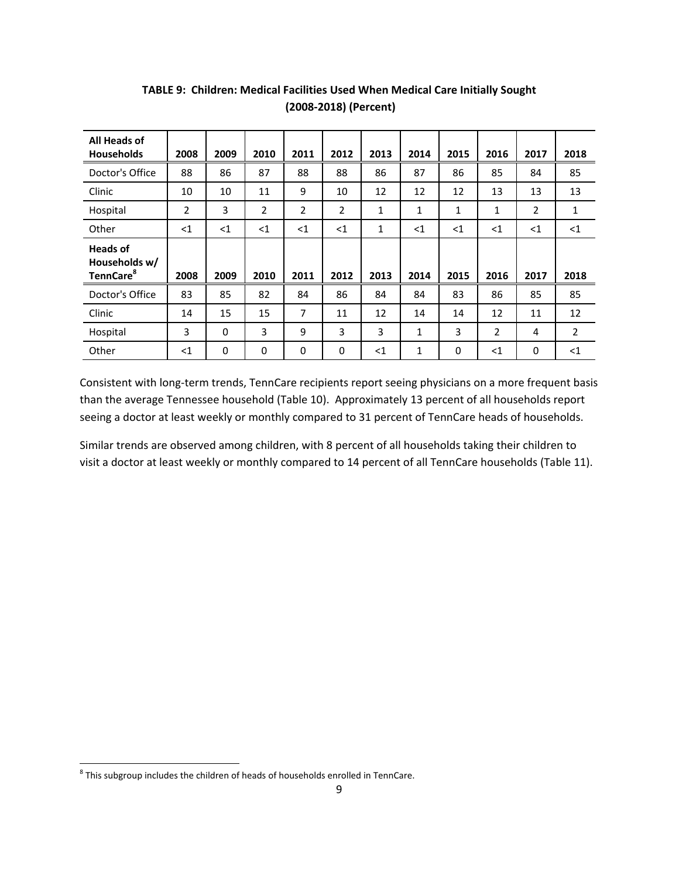**TABLE 9: Children: Medical Facilities Used When Medical Care Initially Sought (2008-2018) (Percent)**

| All Heads of Households | 2008 | 2009 | 2010 | 2011 | 2012 | 2013 | 2014 | 2015 | 2016 | 2017 | 2018 |
|---|---|---|---|---|---|---|---|---|---|---|---|
| Doctor's Office | 88 | 86 | 87 | 88 | 88 | 86 | 87 | 86 | 85 | 84 | 85 |
| Clinic | 10 | 10 | 11 | 9 | 10 | 12 | 12 | 12 | 13 | 13 | 13 |
| Hospital | 2 | 3 | 2 | 2 | 2 | 1 | 1 | 1 | 1 | 2 | 1 |
| Other | <1 | <1 | <1 | <1 | <1 | 1 | <1 | <1 | <1 | <1 | <1 |
| **Heads of Households w/ TennCare[8]** | **2008** | **2009** | **2010** | **2011** | **2012** | **2013** | **2014** | **2015** | **2016** | **2017** | **2018** |
| Doctor's Office | 83 | 85 | 82 | 84 | 86 | 84 | 84 | 83 | 86 | 85 | 85 |
| Clinic | 14 | 15 | 15 | 7 | 11 | 12 | 14 | 14 | 12 | 11 | 12 |
| Hospital | 3 | 0 | 3 | 9 | 3 | 3 | 1 | 3 | 2 | 4 | 2 |
| Other | <1 | 0 | 0 | 0 | 0 | <1 | 1 | 0 | <1 | 0 | <1 |

Consistent with long-term trends, TennCare recipients report seeing physicians on a more frequent basis than the average Tennessee household (Table 10). Approximately 13 percent of all households report seeing a doctor at least weekly or monthly compared to 31 percent of TennCare heads of households.

Similar trends are observed among children, with 8 percent of all households taking their children to visit a doctor at least weekly or monthly compared to 14 percent of all TennCare households (Table 11).

[8] This subgroup includes the children of heads of households enrolled in TennCare.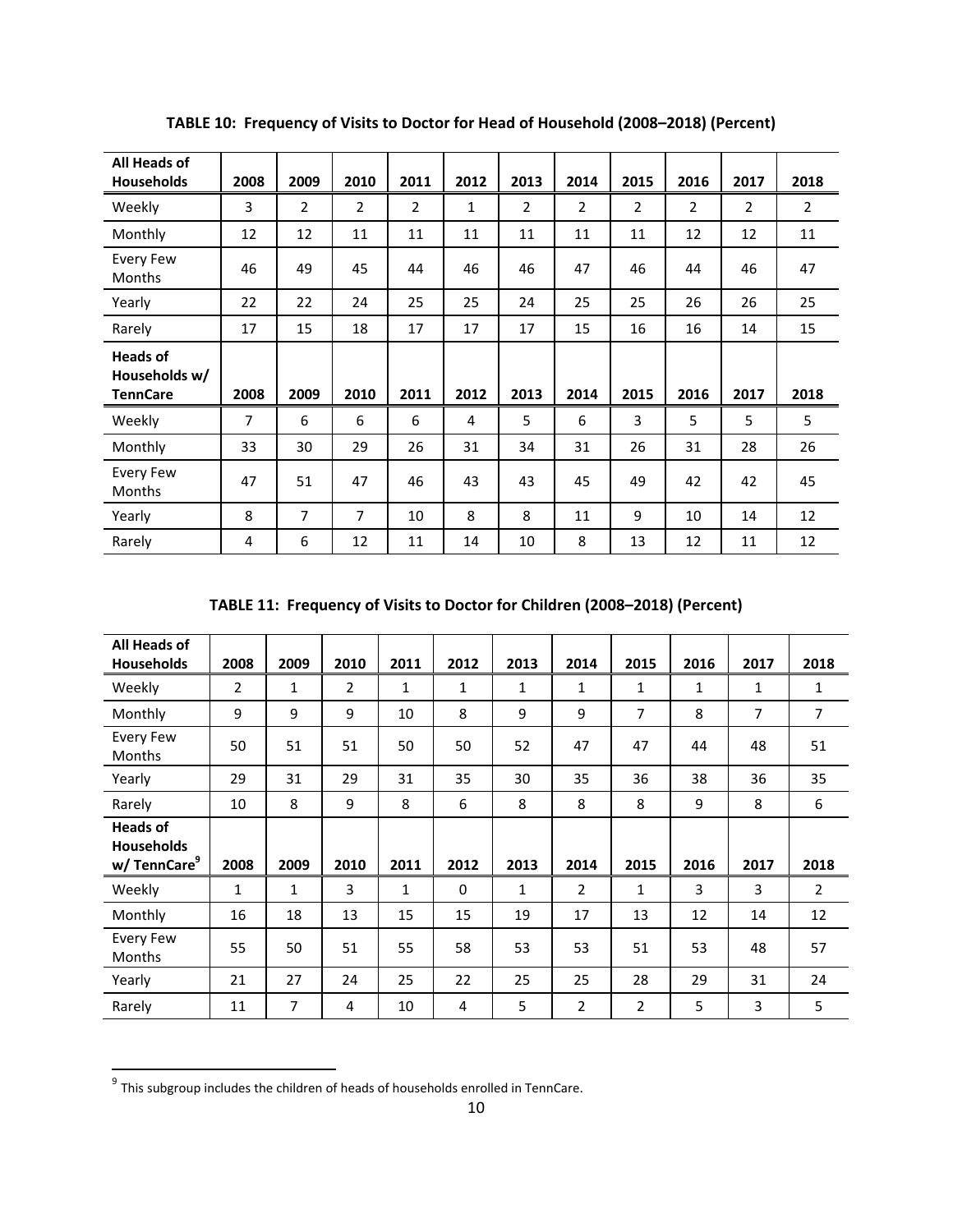**TABLE 10: Frequency of Visits to Doctor for Head of Household (2008–2018) (Percent)**

| All Heads of Households | 2008 | 2009 | 2010 | 2011 | 2012 | 2013 | 2014 | 2015 | 2016 | 2017 | 2018 |
|---|---|---|---|---|---|---|---|---|---|---|---|
| Weekly | 3 | 2 | 2 | 2 | 1 | 2 | 2 | 2 | 2 | 2 | 2 |
| Monthly | 12 | 12 | 11 | 11 | 11 | 11 | 11 | 11 | 12 | 12 | 11 |
| Every Few Months | 46 | 49 | 45 | 44 | 46 | 46 | 47 | 46 | 44 | 46 | 47 |
| Yearly | 22 | 22 | 24 | 25 | 25 | 24 | 25 | 25 | 26 | 26 | 25 |
| Rarely | 17 | 15 | 18 | 17 | 17 | 17 | 15 | 16 | 16 | 14 | 15 |
| **Heads of Households w/ TennCare** | **2008** | **2009** | **2010** | **2011** | **2012** | **2013** | **2014** | **2015** | **2016** | **2017** | **2018** |
| Weekly | 7 | 6 | 6 | 6 | 4 | 5 | 6 | 3 | 5 | 5 | 5 |
| Monthly | 33 | 30 | 29 | 26 | 31 | 34 | 31 | 26 | 31 | 28 | 26 |
| Every Few Months | 47 | 51 | 47 | 46 | 43 | 43 | 45 | 49 | 42 | 42 | 45 |
| Yearly | 8 | 7 | 7 | 10 | 8 | 8 | 11 | 9 | 10 | 14 | 12 |
| Rarely | 4 | 6 | 12 | 11 | 14 | 10 | 8 | 13 | 12 | 11 | 12 |

**TABLE 11: Frequency of Visits to Doctor for Children (2008–2018) (Percent)**

| All Heads of Households | 2008 | 2009 | 2010 | 2011 | 2012 | 2013 | 2014 | 2015 | 2016 | 2017 | 2018 |
|---|---|---|---|---|---|---|---|---|---|---|---|
| Weekly | 2 | 1 | 2 | 1 | 1 | 1 | 1 | 1 | 1 | 1 | 1 |
| Monthly | 9 | 9 | 9 | 10 | 8 | 9 | 9 | 7 | 8 | 7 | 7 |
| Every Few Months | 50 | 51 | 51 | 50 | 50 | 52 | 47 | 47 | 44 | 48 | 51 |
| Yearly | 29 | 31 | 29 | 31 | 35 | 30 | 35 | 36 | 38 | 36 | 35 |
| Rarely | 10 | 8 | 9 | 8 | 6 | 8 | 8 | 8 | 9 | 8 | 6 |
| **Heads of Households w/ TennCare[9]** | **2008** | **2009** | **2010** | **2011** | **2012** | **2013** | **2014** | **2015** | **2016** | **2017** | **2018** |
| Weekly | 1 | 1 | 3 | 1 | 0 | 1 | 2 | 1 | 3 | 3 | 2 |
| Monthly | 16 | 18 | 13 | 15 | 15 | 19 | 17 | 13 | 12 | 14 | 12 |
| Every Few Months | 55 | 50 | 51 | 55 | 58 | 53 | 53 | 51 | 53 | 48 | 57 |
| Yearly | 21 | 27 | 24 | 25 | 22 | 25 | 25 | 28 | 29 | 31 | 24 |
| Rarely | 11 | 7 | 4 | 10 | 4 | 5 | 2 | 2 | 5 | 3 | 5 |

[9] This subgroup includes the children of heads of households enrolled in TennCare.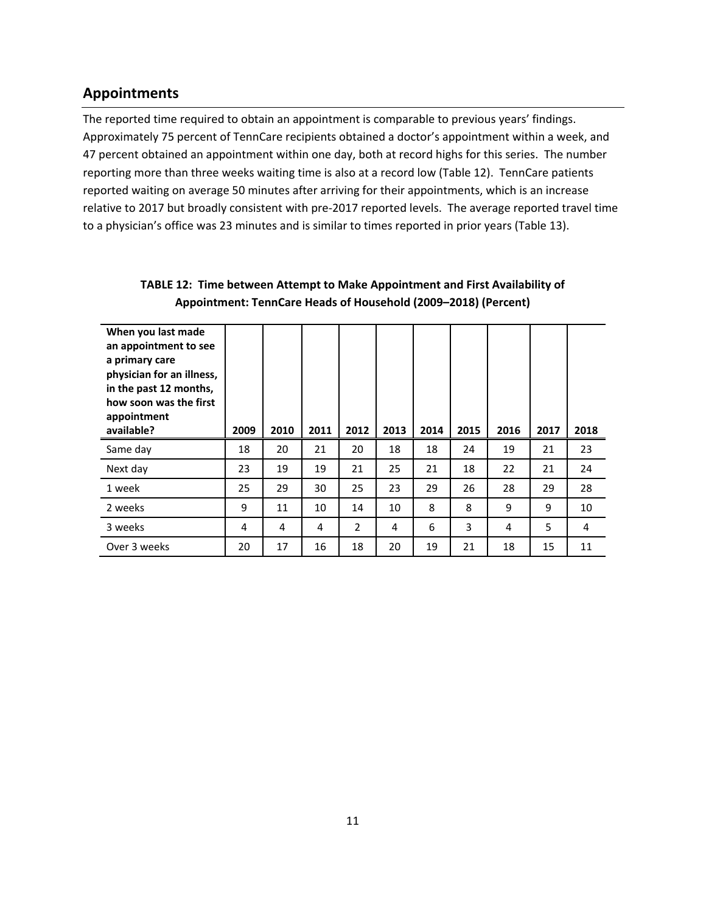## Appointments

The reported time required to obtain an appointment is comparable to previous years' findings. Approximately 75 percent of TennCare recipients obtained a doctor's appointment within a week, and 47 percent obtained an appointment within one day, both at record highs for this series. The number reporting more than three weeks waiting time is also at a record low (Table 12). TennCare patients reported waiting on average 50 minutes after arriving for their appointments, which is an increase relative to 2017 but broadly consistent with pre-2017 reported levels. The average reported travel time to a physician's office was 23 minutes and is similar to times reported in prior years (Table 13).

**TABLE 12: Time between Attempt to Make Appointment and First Availability of Appointment: TennCare Heads of Household (2009–2018) (Percent)**

| When you last made an appointment to see a primary care physician for an illness, in the past 12 months, how soon was the first appointment available? | 2009 | 2010 | 2011 | 2012 | 2013 | 2014 | 2015 | 2016 | 2017 | 2018 |
|---|---|---|---|---|---|---|---|---|---|---|
| Same day | 18 | 20 | 21 | 20 | 18 | 18 | 24 | 19 | 21 | 23 |
| Next day | 23 | 19 | 19 | 21 | 25 | 21 | 18 | 22 | 21 | 24 |
| 1 week | 25 | 29 | 30 | 25 | 23 | 29 | 26 | 28 | 29 | 28 |
| 2 weeks | 9 | 11 | 10 | 14 | 10 | 8 | 8 | 9 | 9 | 10 |
| 3 weeks | 4 | 4 | 4 | 2 | 4 | 6 | 3 | 4 | 5 | 4 |
| Over 3 weeks | 20 | 17 | 16 | 18 | 20 | 19 | 21 | 18 | 15 | 11 |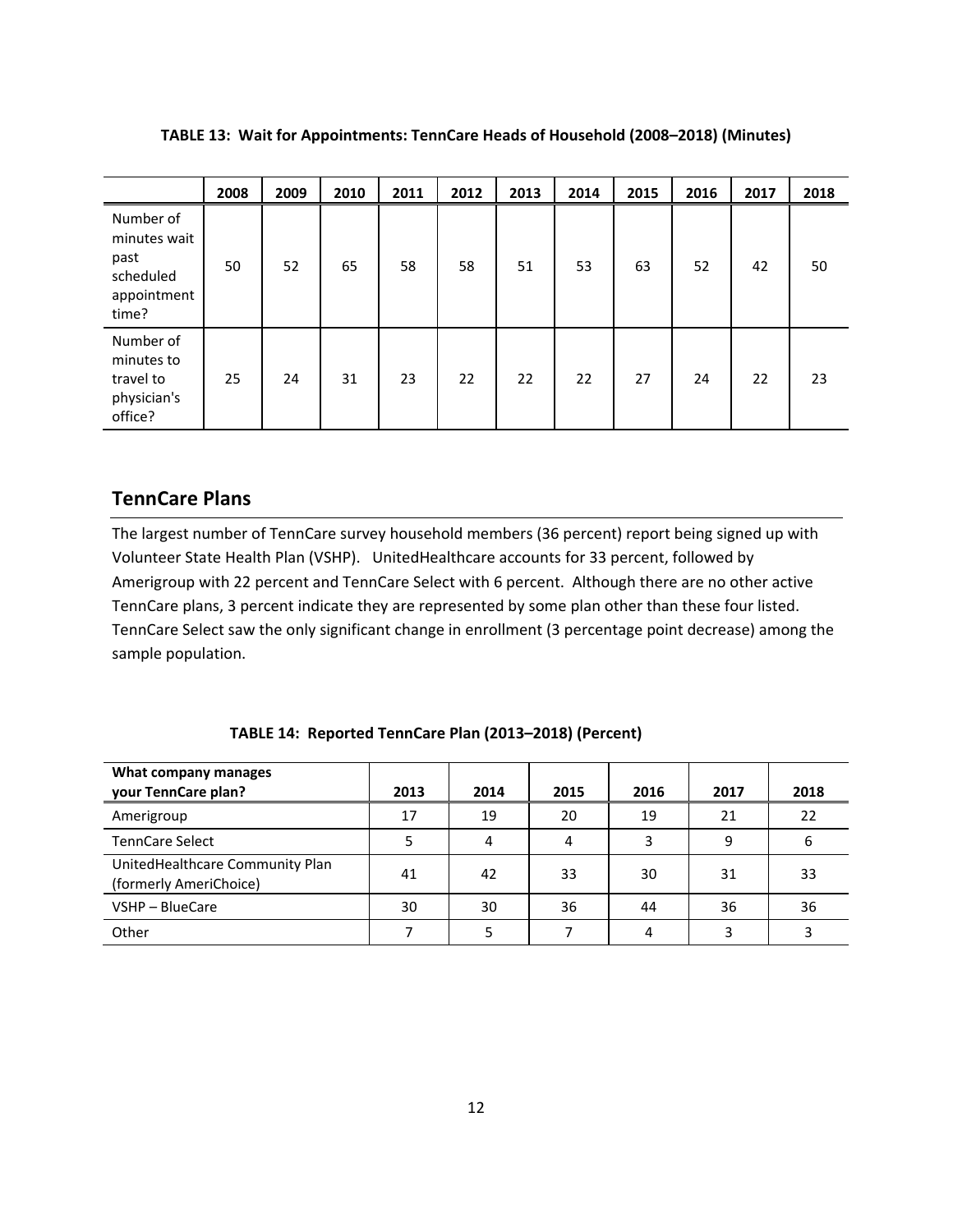**TABLE 13: Wait for Appointments: TennCare Heads of Household (2008–2018) (Minutes)**

| | 2008 | 2009 | 2010 | 2011 | 2012 | 2013 | 2014 | 2015 | 2016 | 2017 | 2018 |
|---|---|---|---|---|---|---|---|---|---|---|---|
| Number of minutes wait past scheduled appointment time? | 50 | 52 | 65 | 58 | 58 | 51 | 53 | 63 | 52 | 42 | 50 |
| Number of minutes to travel to physician's office? | 25 | 24 | 31 | 23 | 22 | 22 | 22 | 27 | 24 | 22 | 23 |

## TennCare Plans

The largest number of TennCare survey household members (36 percent) report being signed up with Volunteer State Health Plan (VSHP). UnitedHealthcare accounts for 33 percent, followed by Amerigroup with 22 percent and TennCare Select with 6 percent. Although there are no other active TennCare plans, 3 percent indicate they are represented by some plan other than these four listed. TennCare Select saw the only significant change in enrollment (3 percentage point decrease) among the sample population.

**TABLE 14: Reported TennCare Plan (2013–2018) (Percent)**

| What company manages your TennCare plan? | 2013 | 2014 | 2015 | 2016 | 2017 | 2018 |
|---|---|---|---|---|---|---|
| Amerigroup | 17 | 19 | 20 | 19 | 21 | 22 |
| TennCare Select | 5 | 4 | 4 | 3 | 9 | 6 |
| UnitedHealthcare Community Plan (formerly AmeriChoice) | 41 | 42 | 33 | 30 | 31 | 33 |
| VSHP – BlueCare | 30 | 30 | 36 | 44 | 36 | 36 |
| Other | 7 | 5 | 7 | 4 | 3 | 3 |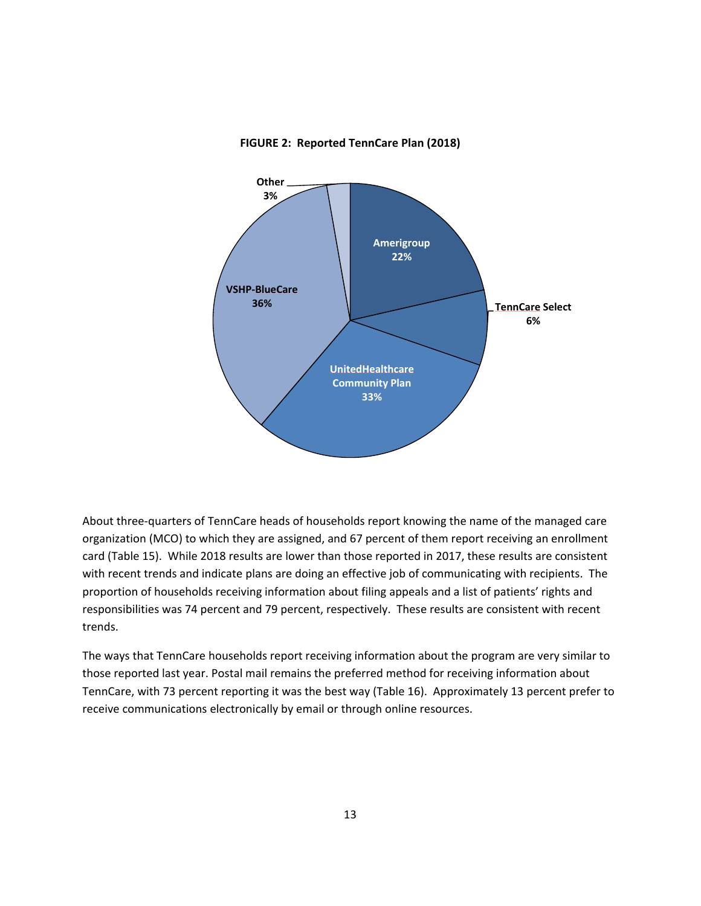**FIGURE 2: Reported TennCare Plan (2018)**

| Plan | Percent |
|---|---|
| Amerigroup | 22% |
| TennCare Select | 6% |
| UnitedHealthcare Community Plan | 33% |
| VSHP-BlueCare | 36% |
| Other | 3% |

About three-quarters of TennCare heads of households report knowing the name of the managed care organization (MCO) to which they are assigned, and 67 percent of them report receiving an enrollment card (Table 15). While 2018 results are lower than those reported in 2017, these results are consistent with recent trends and indicate plans are doing an effective job of communicating with recipients. The proportion of households receiving information about filing appeals and a list of patients' rights and responsibilities was 74 percent and 79 percent, respectively. These results are consistent with recent trends.

The ways that TennCare households report receiving information about the program are very similar to those reported last year. Postal mail remains the preferred method for receiving information about TennCare, with 73 percent reporting it was the best way (Table 16). Approximately 13 percent prefer to receive communications electronically by email or through online resources.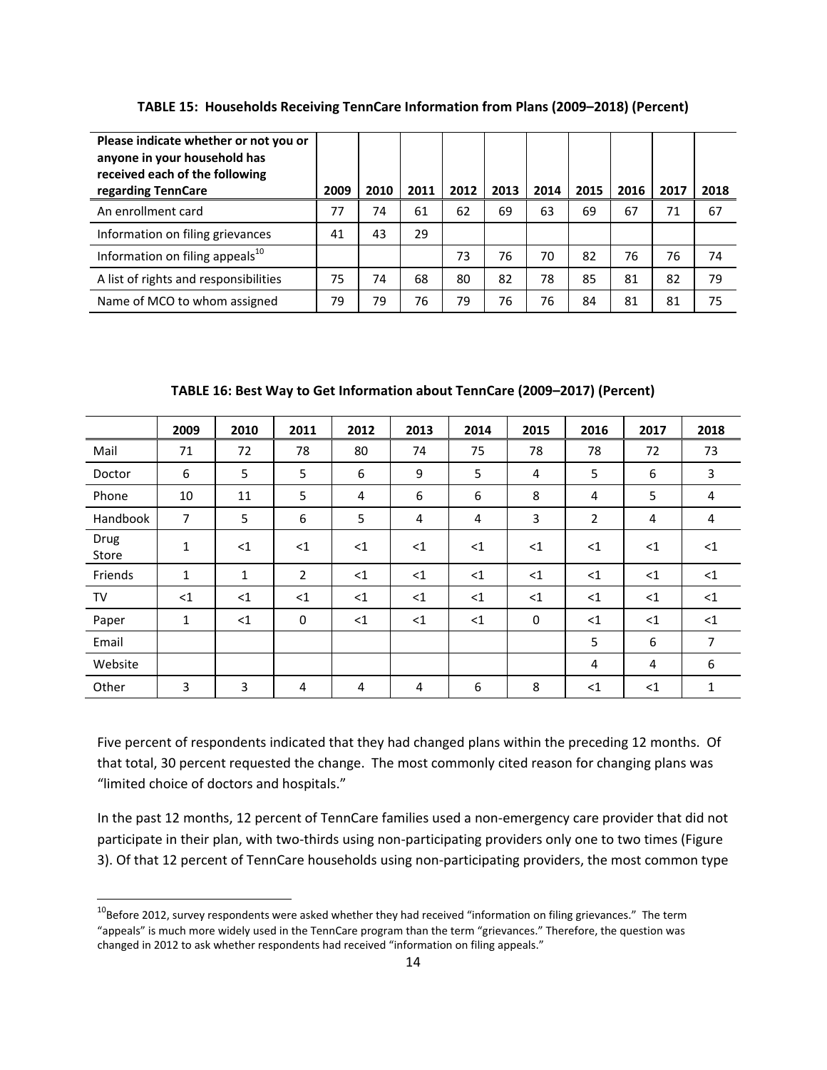**TABLE 15: Households Receiving TennCare Information from Plans (2009–2018) (Percent)**

| Please indicate whether or not you or anyone in your household has received each of the following regarding TennCare | 2009 | 2010 | 2011 | 2012 | 2013 | 2014 | 2015 | 2016 | 2017 | 2018 |
|---|---|---|---|---|---|---|---|---|---|---|
| An enrollment card | 77 | 74 | 61 | 62 | 69 | 63 | 69 | 67 | 71 | 67 |
| Information on filing grievances | 41 | 43 | 29 | | | | | | | |
| Information on filing appeals[10] | | | | 73 | 76 | 70 | 82 | 76 | 76 | 74 |
| A list of rights and responsibilities | 75 | 74 | 68 | 80 | 82 | 78 | 85 | 81 | 82 | 79 |
| Name of MCO to whom assigned | 79 | 79 | 76 | 79 | 76 | 76 | 84 | 81 | 81 | 75 |

**TABLE 16: Best Way to Get Information about TennCare (2009–2017) (Percent)**

| | 2009 | 2010 | 2011 | 2012 | 2013 | 2014 | 2015 | 2016 | 2017 | 2018 |
|---|---|---|---|---|---|---|---|---|---|---|
| Mail | 71 | 72 | 78 | 80 | 74 | 75 | 78 | 78 | 72 | 73 |
| Doctor | 6 | 5 | 5 | 6 | 9 | 5 | 4 | 5 | 6 | 3 |
| Phone | 10 | 11 | 5 | 4 | 6 | 6 | 8 | 4 | 5 | 4 |
| Handbook | 7 | 5 | 6 | 5 | 4 | 4 | 3 | 2 | 4 | 4 |
| Drug Store | 1 | <1 | <1 | <1 | <1 | <1 | <1 | <1 | <1 | <1 |
| Friends | 1 | 1 | 2 | <1 | <1 | <1 | <1 | <1 | <1 | <1 |
| TV | <1 | <1 | <1 | <1 | <1 | <1 | <1 | <1 | <1 | <1 |
| Paper | 1 | <1 | 0 | <1 | <1 | <1 | 0 | <1 | <1 | <1 |
| Email | | | | | | | | 5 | 6 | 7 |
| Website | | | | | | | | 4 | 4 | 6 |
| Other | 3 | 3 | 4 | 4 | 4 | 6 | 8 | <1 | <1 | 1 |

Five percent of respondents indicated that they had changed plans within the preceding 12 months. Of that total, 30 percent requested the change. The most commonly cited reason for changing plans was "limited choice of doctors and hospitals."

In the past 12 months, 12 percent of TennCare families used a non-emergency care provider that did not participate in their plan, with two-thirds using non-participating providers only one to two times (Figure 3). Of that 12 percent of TennCare households using non-participating providers, the most common type

[10]Before 2012, survey respondents were asked whether they had received "information on filing grievances." The term "appeals" is much more widely used in the TennCare program than the term "grievances." Therefore, the question was changed in 2012 to ask whether respondents had received "information on filing appeals."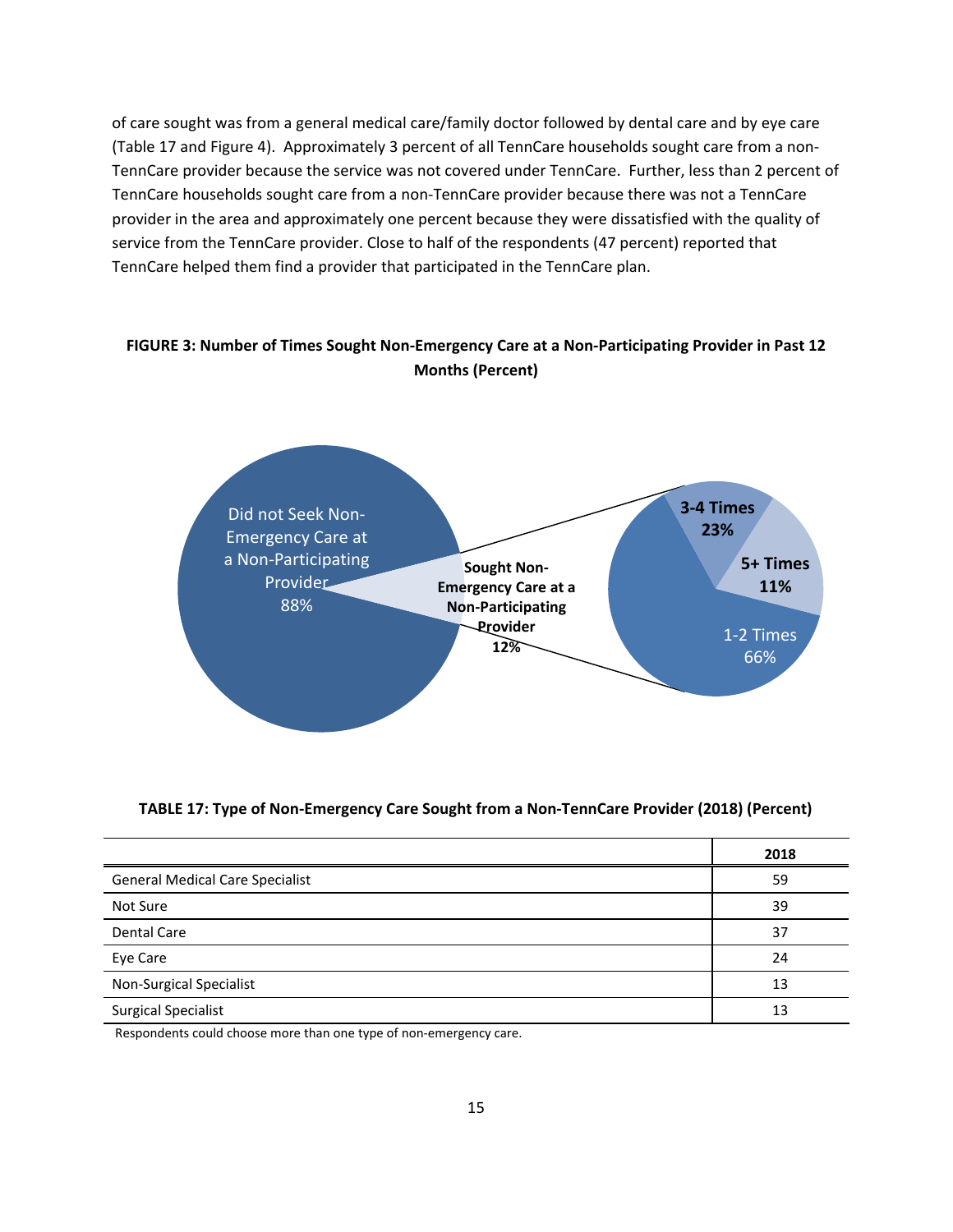of care sought was from a general medical care/family doctor followed by dental care and by eye care (Table 17 and Figure 4). Approximately 3 percent of all TennCare households sought care from a non-TennCare provider because the service was not covered under TennCare. Further, less than 2 percent of TennCare households sought care from a non-TennCare provider because there was not a TennCare provider in the area and approximately one percent because they were dissatisfied with the quality of service from the TennCare provider. Close to half of the respondents (47 percent) reported that TennCare helped them find a provider that participated in the TennCare plan.

**FIGURE 3: Number of Times Sought Non-Emergency Care at a Non-Participating Provider in Past 12 Months (Percent)**

Did not Seek Non-Emergency Care at a Non-Participating Provider 88%

**Sought Non-Emergency Care at a Non-Participating Provider 12%**

**3-4 Times 23%**

**5+ Times 11%**

1-2 Times 66%

**TABLE 17: Type of Non-Emergency Care Sought from a Non-TennCare Provider (2018) (Percent)**

| | 2018 |
|---|---|
| General Medical Care Specialist | 59 |
| Not Sure | 39 |
| Dental Care | 37 |
| Eye Care | 24 |
| Non-Surgical Specialist | 13 |
| Surgical Specialist | 13 |

Respondents could choose more than one type of non-emergency care.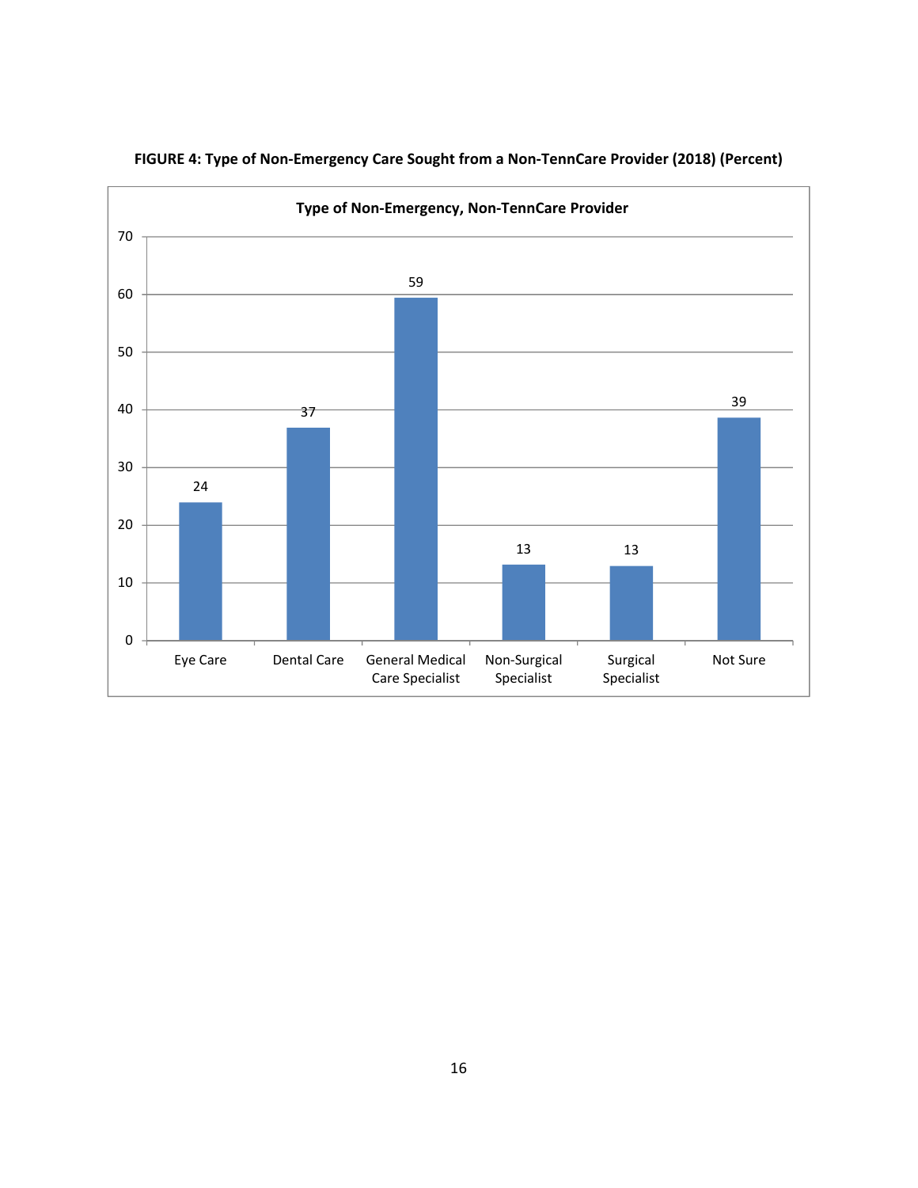**FIGURE 4: Type of Non-Emergency Care Sought from a Non-TennCare Provider (2018) (Percent)**

| Type of Non-Emergency, Non-TennCare Provider | Percent |
|---|---|
| Eye Care | 24 |
| Dental Care | 37 |
| General Medical Care Specialist | 59 |
| Non-Surgical Specialist | 13 |
| Surgical Specialist | 13 |
| Not Sure | 39 |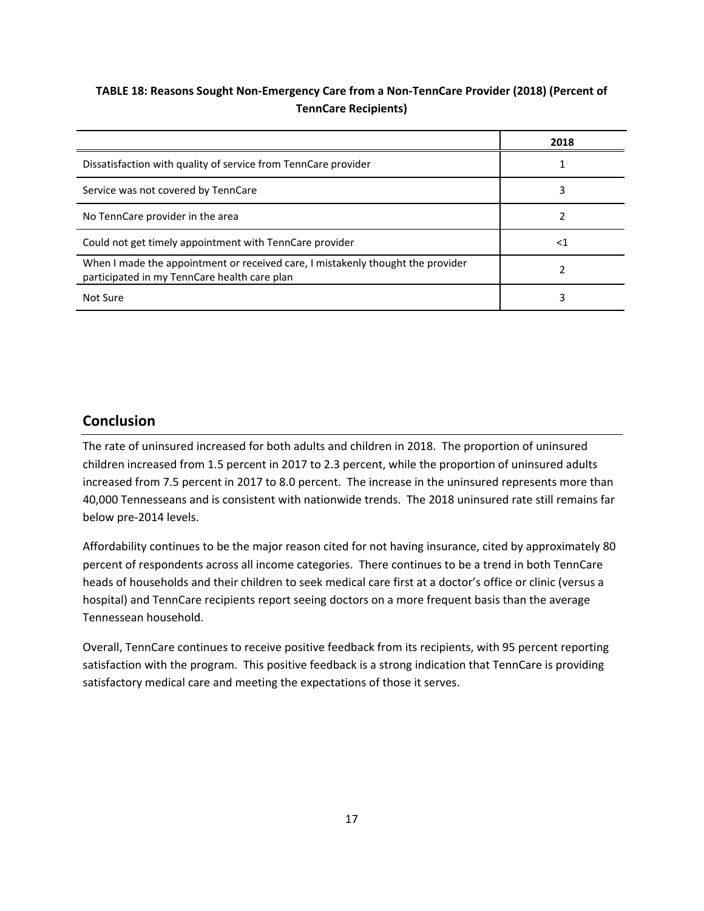**TABLE 18: Reasons Sought Non-Emergency Care from a Non-TennCare Provider (2018) (Percent of TennCare Recipients)**

| | 2018 |
|---|---|
| Dissatisfaction with quality of service from TennCare provider | 1 |
| Service was not covered by TennCare | 3 |
| No TennCare provider in the area | 2 |
| Could not get timely appointment with TennCare provider | <1 |
| When I made the appointment or received care, I mistakenly thought the provider participated in my TennCare health care plan | 2 |
| Not Sure | 3 |

## Conclusion

The rate of uninsured increased for both adults and children in 2018. The proportion of uninsured children increased from 1.5 percent in 2017 to 2.3 percent, while the proportion of uninsured adults increased from 7.5 percent in 2017 to 8.0 percent. The increase in the uninsured represents more than 40,000 Tennesseans and is consistent with nationwide trends. The 2018 uninsured rate still remains far below pre-2014 levels.

Affordability continues to be the major reason cited for not having insurance, cited by approximately 80 percent of respondents across all income categories. There continues to be a trend in both TennCare heads of households and their children to seek medical care first at a doctor's office or clinic (versus a hospital) and TennCare recipients report seeing doctors on a more frequent basis than the average Tennessean household.

Overall, TennCare continues to receive positive feedback from its recipients, with 95 percent reporting satisfaction with the program. This positive feedback is a strong indication that TennCare is providing satisfactory medical care and meeting the expectations of those it serves.